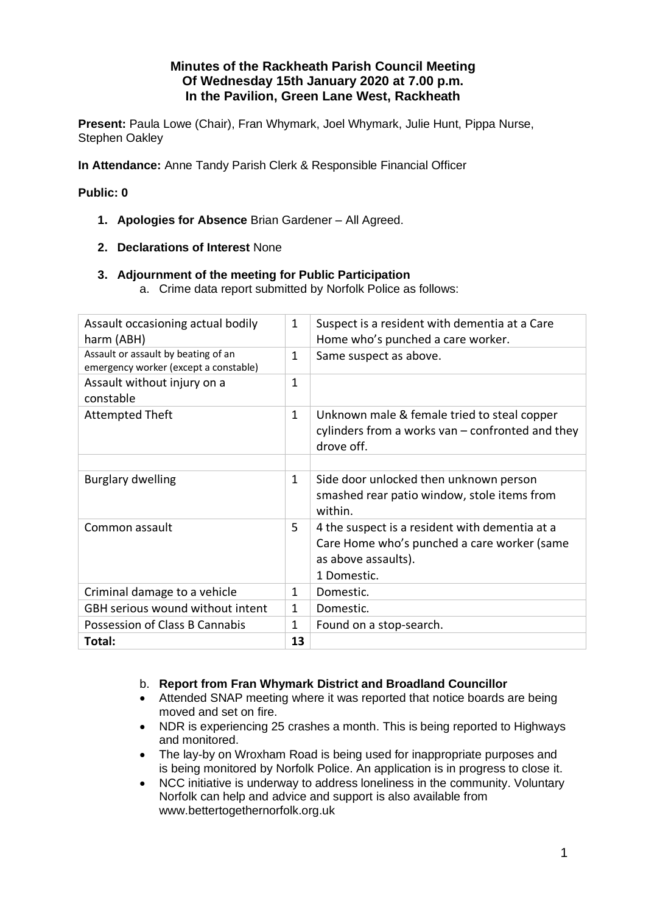# Minutes of the Rackheath Parish Council Meeting
## Of Wednesday 15th January 2020 at 7.00 p.m.
## In the Pavilion, Green Lane West, Rackheath

**Present:** Paula Lowe (Chair), Fran Whymark, Joel Whymark, Julie Hunt, Pippa Nurse, Stephen Oakley

**In Attendance:** Anne Tandy Parish Clerk & Responsible Financial Officer

**Public: 0**

1. **Apologies for Absence** Brian Gardener – All Agreed.
2. **Declarations of Interest** None
3. **Adjournment of the meeting for Public Participation**
   a. Crime data report submitted by Norfolk Police as follows:

| | | |
|---|---|---|
| Assault occasioning actual bodily harm (ABH) | 1 | Suspect is a resident with dementia at a Care Home who's punched a care worker. |
| Assault or assault by beating of an emergency worker (except a constable) | 1 | Same suspect as above. |
| Assault without injury on a constable | 1 | |
| Attempted Theft | 1 | Unknown male & female tried to steal copper cylinders from a works van – confronted and they drove off. |
| | | |
| Burglary dwelling | 1 | Side door unlocked then unknown person smashed rear patio window, stole items from within. |
| Common assault | 5 | 4 the suspect is a resident with dementia at a Care Home who's punched a care worker (same as above assaults).<br>1 Domestic. |
| Criminal damage to a vehicle | 1 | Domestic. |
| GBH serious wound without intent | 1 | Domestic. |
| Possession of Class B Cannabis | 1 | Found on a stop-search. |
| **Total:** | **13** | |

   b. **Report from Fran Whymark District and Broadland Councillor**

- Attended SNAP meeting where it was reported that notice boards are being moved and set on fire.
- NDR is experiencing 25 crashes a month. This is being reported to Highways and monitored.
- The lay-by on Wroxham Road is being used for inappropriate purposes and is being monitored by Norfolk Police. An application is in progress to close it.
- NCC initiative is underway to address loneliness in the community. Voluntary Norfolk can help and advice and support is also available from www.bettertogethernorfolk.org.uk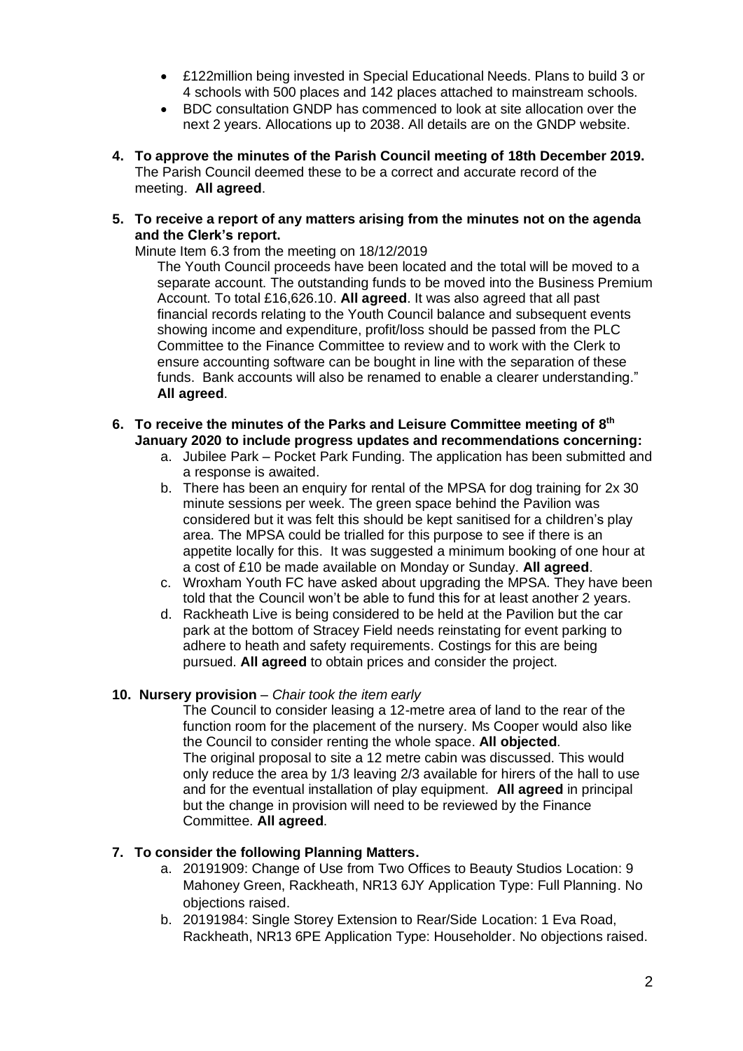- £122million being invested in Special Educational Needs. Plans to build 3 or 4 schools with 500 places and 142 places attached to mainstream schools.
- BDC consultation GNDP has commenced to look at site allocation over the next 2 years. Allocations up to 2038. All details are on the GNDP website.

**4. To approve the minutes of the Parish Council meeting of 18th December 2019.**
The Parish Council deemed these to be a correct and accurate record of the meeting. **All agreed**.

**5. To receive a report of any matters arising from the minutes not on the agenda and the Clerk's report.**
Minute Item 6.3 from the meeting on 18/12/2019
The Youth Council proceeds have been located and the total will be moved to a separate account. The outstanding funds to be moved into the Business Premium Account. To total £16,626.10. **All agreed**. It was also agreed that all past financial records relating to the Youth Council balance and subsequent events showing income and expenditure, profit/loss should be passed from the PLC Committee to the Finance Committee to review and to work with the Clerk to ensure accounting software can be bought in line with the separation of these funds. Bank accounts will also be renamed to enable a clearer understanding." **All agreed**.

**6. To receive the minutes of the Parks and Leisure Committee meeting of 8th January 2020 to include progress updates and recommendations concerning:**

a. Jubilee Park – Pocket Park Funding. The application has been submitted and a response is awaited.
b. There has been an enquiry for rental of the MPSA for dog training for 2x 30 minute sessions per week. The green space behind the Pavilion was considered but it was felt this should be kept sanitised for a children's play area. The MPSA could be trialled for this purpose to see if there is an appetite locally for this. It was suggested a minimum booking of one hour at a cost of £10 be made available on Monday or Sunday. **All agreed**.
c. Wroxham Youth FC have asked about upgrading the MPSA. They have been told that the Council won't be able to fund this for at least another 2 years.
d. Rackheath Live is being considered to be held at the Pavilion but the car park at the bottom of Stracey Field needs reinstating for event parking to adhere to heath and safety requirements. Costings for this are being pursued. **All agreed** to obtain prices and consider the project.

**10. Nursery provision** – *Chair took the item early*
The Council to consider leasing a 12-metre area of land to the rear of the function room for the placement of the nursery. Ms Cooper would also like the Council to consider renting the whole space. **All objected**.
The original proposal to site a 12 metre cabin was discussed. This would only reduce the area by 1/3 leaving 2/3 available for hirers of the hall to use and for the eventual installation of play equipment. **All agreed** in principal but the change in provision will need to be reviewed by the Finance Committee. **All agreed**.

**7. To consider the following Planning Matters.**

a. 20191909: Change of Use from Two Offices to Beauty Studios Location: 9 Mahoney Green, Rackheath, NR13 6JY Application Type: Full Planning. No objections raised.
b. 20191984: Single Storey Extension to Rear/Side Location: 1 Eva Road, Rackheath, NR13 6PE Application Type: Householder. No objections raised.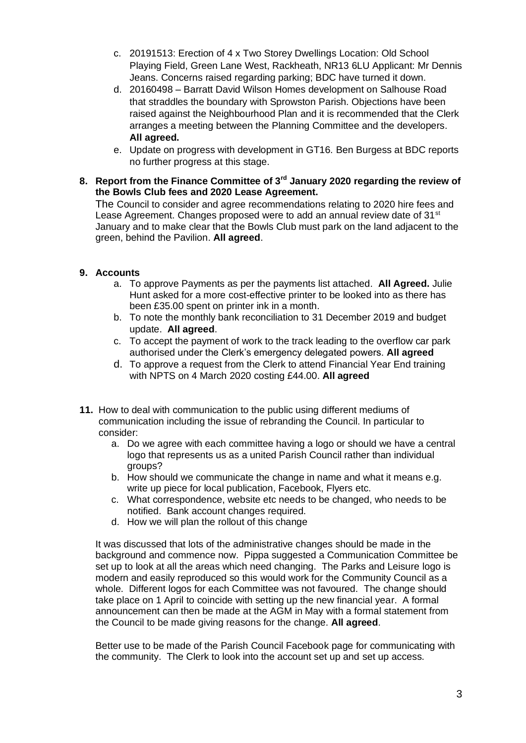c. 20191513: Erection of 4 x Two Storey Dwellings Location: Old School Playing Field, Green Lane West, Rackheath, NR13 6LU Applicant: Mr Dennis Jeans. Concerns raised regarding parking; BDC have turned it down.
d. 20160498 – Barratt David Wilson Homes development on Salhouse Road that straddles the boundary with Sprowston Parish. Objections have been raised against the Neighbourhood Plan and it is recommended that the Clerk arranges a meeting between the Planning Committee and the developers. **All agreed.**
e. Update on progress with development in GT16. Ben Burgess at BDC reports no further progress at this stage.

**8. Report from the Finance Committee of 3rd January 2020 regarding the review of the Bowls Club fees and 2020 Lease Agreement.**

The Council to consider and agree recommendations relating to 2020 hire fees and Lease Agreement. Changes proposed were to add an annual review date of 31st January and to make clear that the Bowls Club must park on the land adjacent to the green, behind the Pavilion. **All agreed**.

**9. Accounts**

a. To approve Payments as per the payments list attached. **All Agreed.** Julie Hunt asked for a more cost-effective printer to be looked into as there has been £35.00 spent on printer ink in a month.
b. To note the monthly bank reconciliation to 31 December 2019 and budget update. **All agreed**.
c. To accept the payment of work to the track leading to the overflow car park authorised under the Clerk's emergency delegated powers. **All agreed**
d. To approve a request from the Clerk to attend Financial Year End training with NPTS on 4 March 2020 costing £44.00. **All agreed**

**11.** How to deal with communication to the public using different mediums of communication including the issue of rebranding the Council. In particular to consider:

a. Do we agree with each committee having a logo or should we have a central logo that represents us as a united Parish Council rather than individual groups?
b. How should we communicate the change in name and what it means e.g. write up piece for local publication, Facebook, Flyers etc.
c. What correspondence, website etc needs to be changed, who needs to be notified. Bank account changes required.
d. How we will plan the rollout of this change

It was discussed that lots of the administrative changes should be made in the background and commence now. Pippa suggested a Communication Committee be set up to look at all the areas which need changing. The Parks and Leisure logo is modern and easily reproduced so this would work for the Community Council as a whole. Different logos for each Committee was not favoured. The change should take place on 1 April to coincide with setting up the new financial year. A formal announcement can then be made at the AGM in May with a formal statement from the Council to be made giving reasons for the change. **All agreed**.

Better use to be made of the Parish Council Facebook page for communicating with the community. The Clerk to look into the account set up and set up access.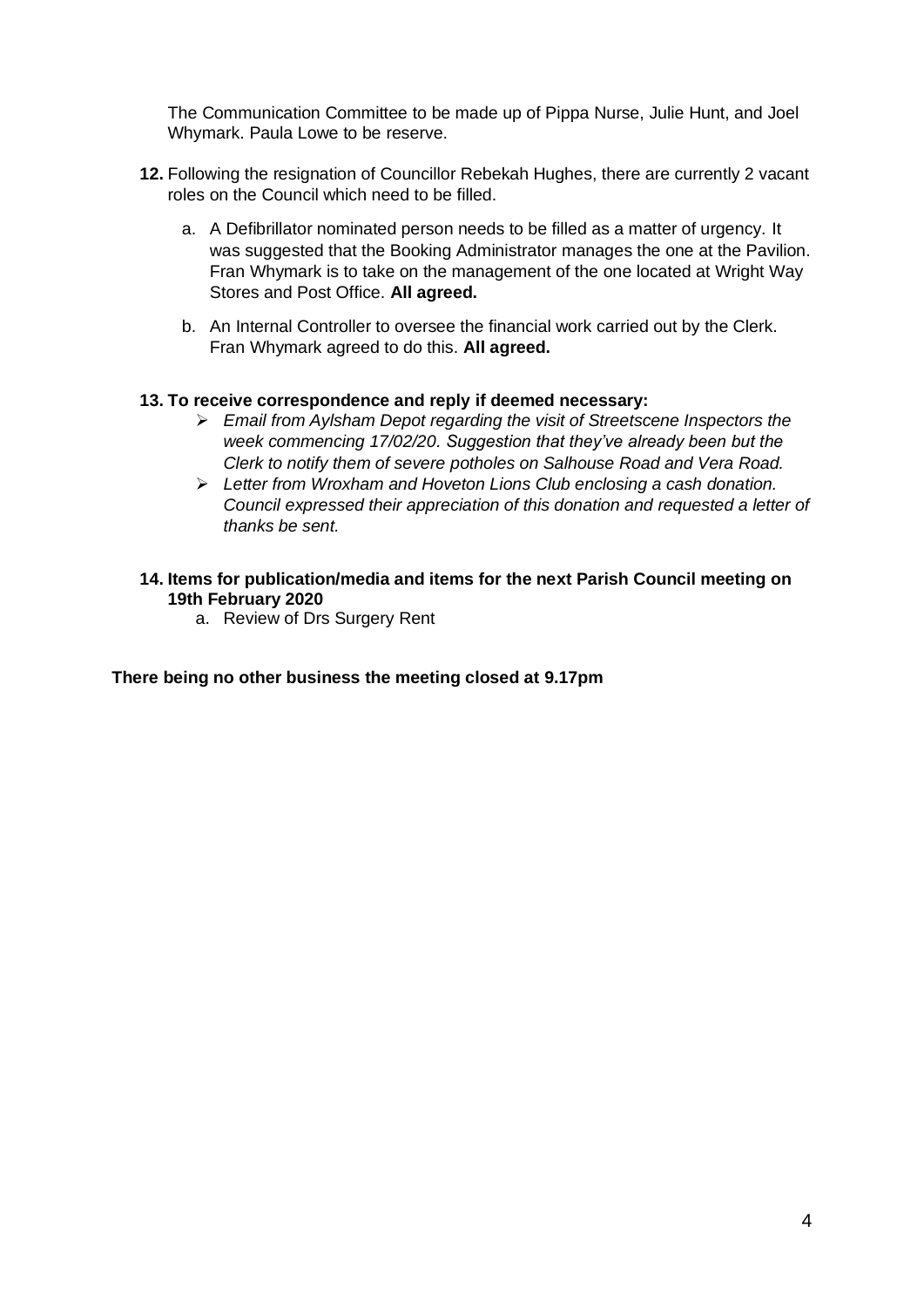The Communication Committee to be made up of Pippa Nurse, Julie Hunt, and Joel Whymark. Paula Lowe to be reserve.

**12.** Following the resignation of Councillor Rebekah Hughes, there are currently 2 vacant roles on the Council which need to be filled.

   a. A Defibrillator nominated person needs to be filled as a matter of urgency. It was suggested that the Booking Administrator manages the one at the Pavilion. Fran Whymark is to take on the management of the one located at Wright Way Stores and Post Office. **All agreed.**

   b. An Internal Controller to oversee the financial work carried out by the Clerk. Fran Whymark agreed to do this. **All agreed.**

**13. To receive correspondence and reply if deemed necessary:**

- *Email from Aylsham Depot regarding the visit of Streetscene Inspectors the week commencing 17/02/20. Suggestion that they've already been but the Clerk to notify them of severe potholes on Salhouse Road and Vera Road.*
- *Letter from Wroxham and Hoveton Lions Club enclosing a cash donation. Council expressed their appreciation of this donation and requested a letter of thanks be sent.*

**14. Items for publication/media and items for the next Parish Council meeting on 19th February 2020**

   a. Review of Drs Surgery Rent

**There being no other business the meeting closed at 9.17pm**